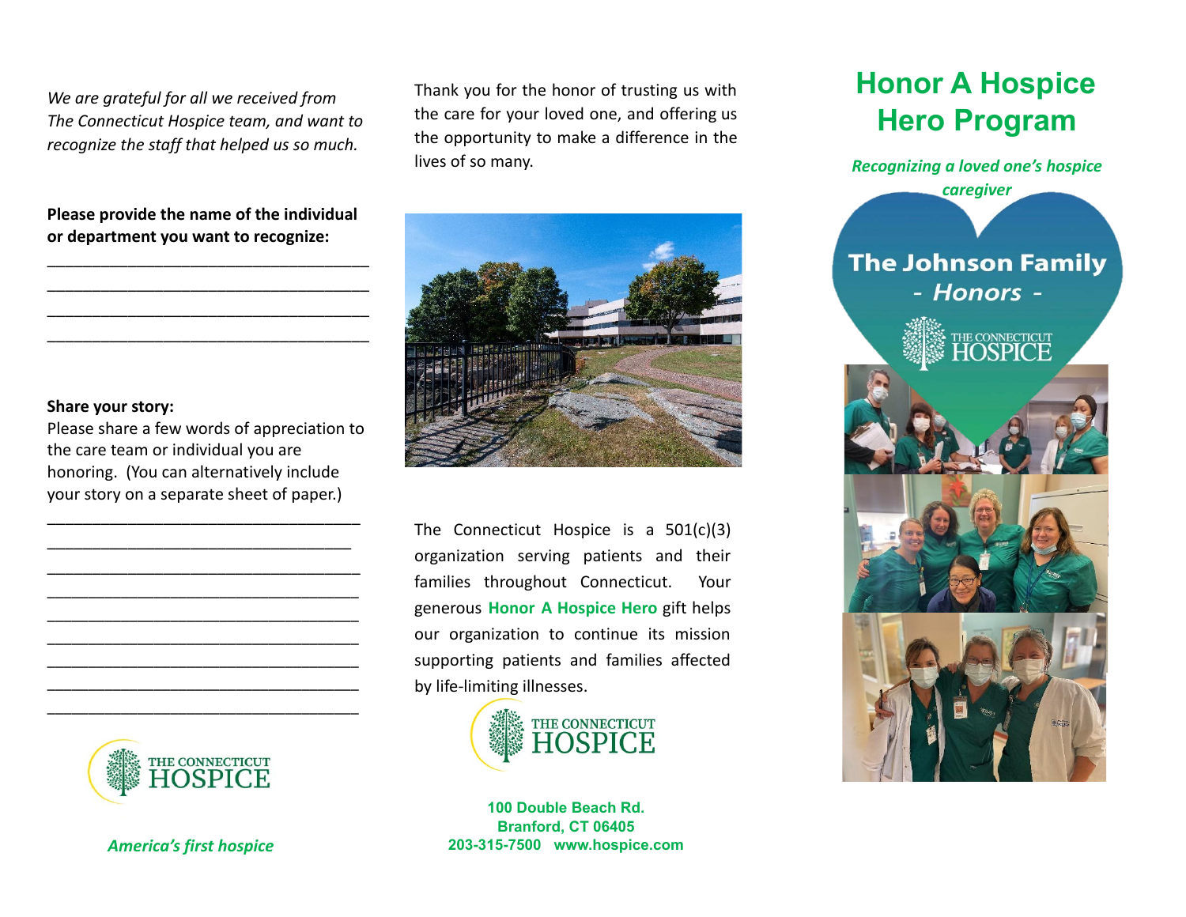*We are grateful for all we received from The Connecticut Hospice team, and want to recognize the staff that helped us so much.*

**Please provide the name of the individual or department you want to recognize:**

____________________________________
____________________________________
____________________________________
____________________________________

**Share your story:**
Please share a few words of appreciation to the care team or individual you are honoring. (You can alternatively include your story on a separate sheet of paper.)

____________________________________
____________________________________
____________________________________
____________________________________
____________________________________
____________________________________
____________________________________
____________________________________
____________________________________

THE CONNECTICUT HOSPICE

*America's first hospice*

Thank you for the honor of trusting us with the care for your loved one, and offering us the opportunity to make a difference in the lives of so many.

The Connecticut Hospice is a 501(c)(3) organization serving patients and their families throughout Connecticut. Your generous **Honor A Hospice Hero** gift helps our organization to continue its mission supporting patients and families affected by life-limiting illnesses.

THE CONNECTICUT HOSPICE

**100 Double Beach Rd.**
**Branford, CT 06405**
**203-315-7500 www.hospice.com**

# Honor A Hospice Hero Program

***Recognizing a loved one's hospice caregiver***

**The Johnson Family**
***- Honors -***

THE CONNECTICUT HOSPICE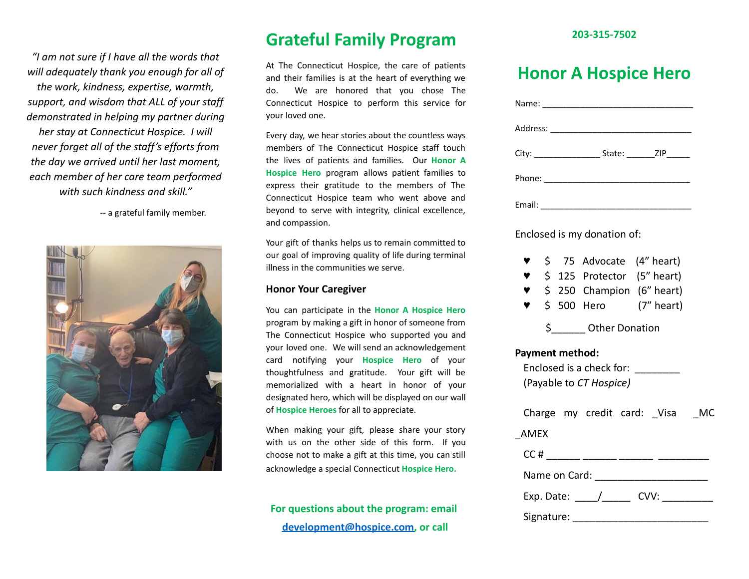*"I am not sure if I have all the words that will adequately thank you enough for all of the work, kindness, expertise, warmth, support, and wisdom that ALL of your staff demonstrated in helping my partner during her stay at Connecticut Hospice. I will never forget all of the staff's efforts from the day we arrived until her last moment, each member of her care team performed with such kindness and skill."*

-- a grateful family member.

# Grateful Family Program

At The Connecticut Hospice, the care of patients and their families is at the heart of everything we do. We are honored that you chose The Connecticut Hospice to perform this service for your loved one.

Every day, we hear stories about the countless ways members of The Connecticut Hospice staff touch the lives of patients and families. Our **Honor A Hospice Hero** program allows patient families to express their gratitude to the members of The Connecticut Hospice team who went above and beyond to serve with integrity, clinical excellence, and compassion.

Your gift of thanks helps us to remain committed to our goal of improving quality of life during terminal illness in the communities we serve.

### Honor Your Caregiver

You can participate in the **Honor A Hospice Hero** program by making a gift in honor of someone from The Connecticut Hospice who supported you and your loved one. We will send an acknowledgement card notifying your **Hospice Hero** of your thoughtfulness and gratitude. Your gift will be memorialized with a heart in honor of your designated hero, which will be displayed on our wall of **Hospice Heroes** for all to appreciate.

When making your gift, please share your story with us on the other side of this form. If you choose not to make a gift at this time, you can still acknowledge a special Connecticut **Hospice Hero.**

**For questions about the program: email [development@hospice.com](mailto:development@hospice.com), or call**

**203-315-7502**

# Honor A Hospice Hero

Name: _______________________________

Address: _____________________________

City: _____________ State: ______ZIP_____

Phone: ______________________________

Email: _______________________________

Enclosed is my donation of:

- ♥ $ 75 Advocate (4" heart)
- ♥ $ 125 Protector (5" heart)
- ♥ $ 250 Champion (6" heart)
- ♥ $ 500 Hero (7" heart)

$______ Other Donation

**Payment method:**

Enclosed is a check for: ________
(Payable to *CT Hospice)*

Charge my credit card: _Visa _MC _AMEX

CC # ______ ______ ______ _________

Name on Card: ____________________

Exp. Date: ____/_____ CVV: _________

Signature: ________________________